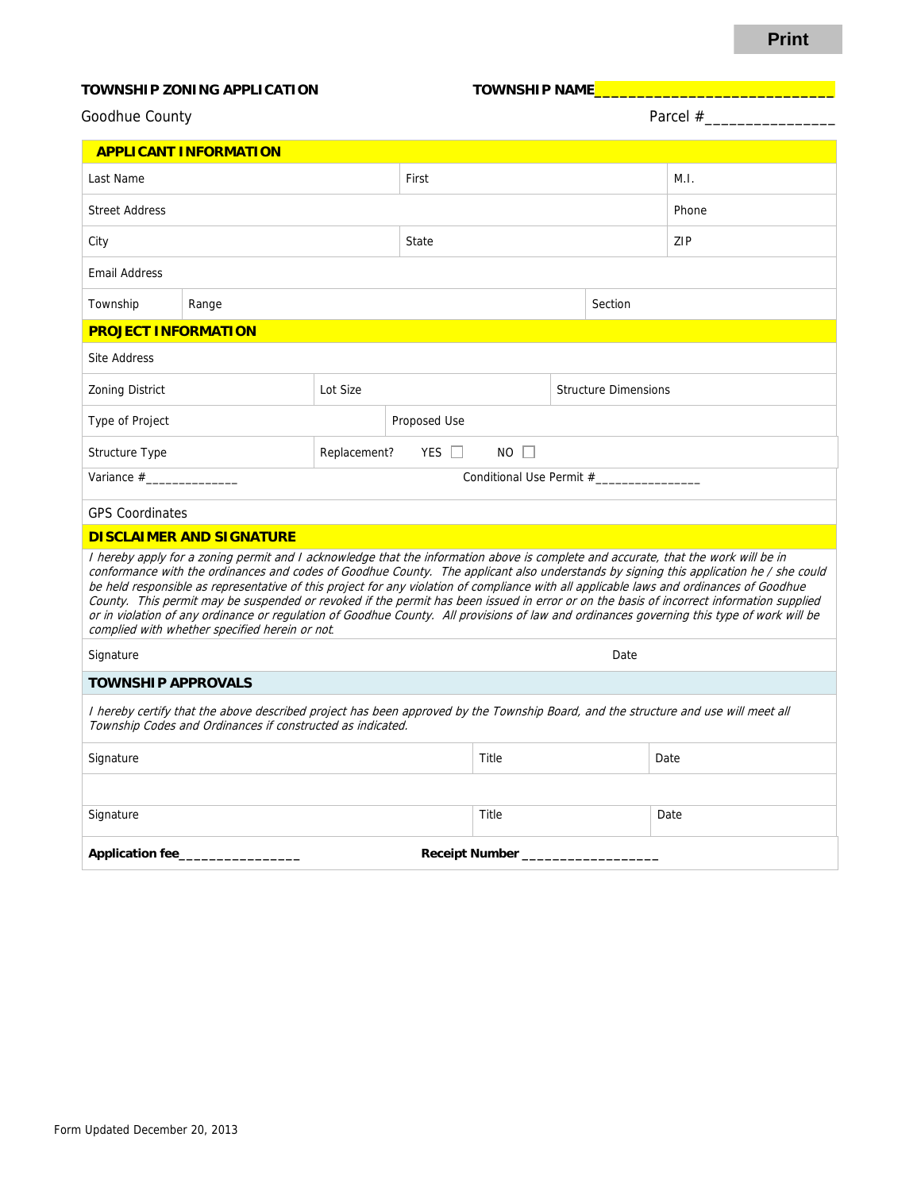**TOWNSHIP ZONING APPLICATION** **TOWNSHIP NAME**___________________________

Goodhue County Parcel #_______________

## APPLICANT INFORMATION

| | | |
|---|---|---|
| Last Name | First | M.I. |
| Street Address | | Phone |
| City | State | ZIP |
| Email Address | | |
| Township | Range | Section |

## PROJECT INFORMATION

| | | |
|---|---|---|
| Site Address | | |
| Zoning District | Lot Size | Structure Dimensions |
| Type of Project | Proposed Use | |
| Structure Type | Replacement? YES ☐ NO ☐ | |
| Variance #______________ | Conditional Use Permit #_______________ | |
| GPS Coordinates | | |

## DISCLAIMER AND SIGNATURE

*I hereby apply for a zoning permit and I acknowledge that the information above is complete and accurate, that the work will be in conformance with the ordinances and codes of Goodhue County. The applicant also understands by signing this application he / she could be held responsible as representative of this project for any violation of compliance with all applicable laws and ordinances of Goodhue County. This permit may be suspended or revoked if the permit has been issued in error or on the basis of incorrect information supplied or in violation of any ordinance or regulation of Goodhue County. All provisions of law and ordinances governing this type of work will be complied with whether specified herein or not.*

| | |
|---|---|
| Signature | Date |

## TOWNSHIP APPROVALS

*I hereby certify that the above described project has been approved by the Township Board, and the structure and use will meet all Township Codes and Ordinances if constructed as indicated.*

| | | |
|---|---|---|
| Signature | Title | Date |
| | | |
| Signature | Title | Date |

**Application fee**_______________ **Receipt Number** _________________

Form Updated December 20, 2013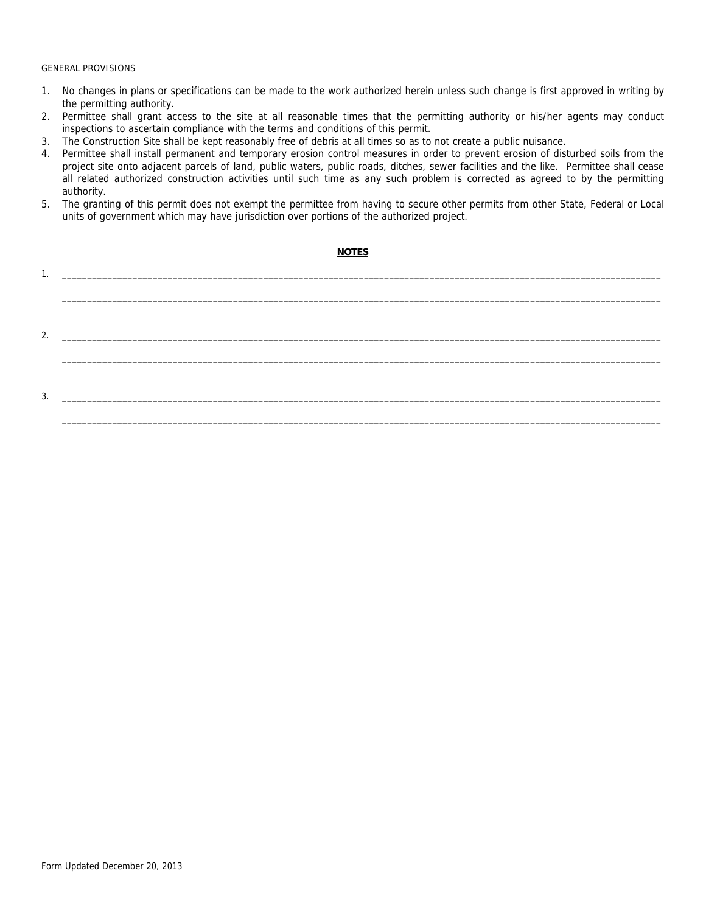GENERAL PROVISIONS

1. No changes in plans or specifications can be made to the work authorized herein unless such change is first approved in writing by the permitting authority.
2. Permittee shall grant access to the site at all reasonable times that the permitting authority or his/her agents may conduct inspections to ascertain compliance with the terms and conditions of this permit.
3. The Construction Site shall be kept reasonably free of debris at all times so as to not create a public nuisance.
4. Permittee shall install permanent and temporary erosion control measures in order to prevent erosion of disturbed soils from the project site onto adjacent parcels of land, public waters, public roads, ditches, sewer facilities and the like. Permittee shall cease all related authorized construction activities until such time as any such problem is corrected as agreed to by the permitting authority.
5. The granting of this permit does not exempt the permittee from having to secure other permits from other State, Federal or Local units of government which may have jurisdiction over portions of the authorized project.

## NOTES

1. ______________________________________________________________________________________________

   ______________________________________________________________________________________________

2. ______________________________________________________________________________________________

   ______________________________________________________________________________________________

3. ______________________________________________________________________________________________

   ______________________________________________________________________________________________

Form Updated December 20, 2013